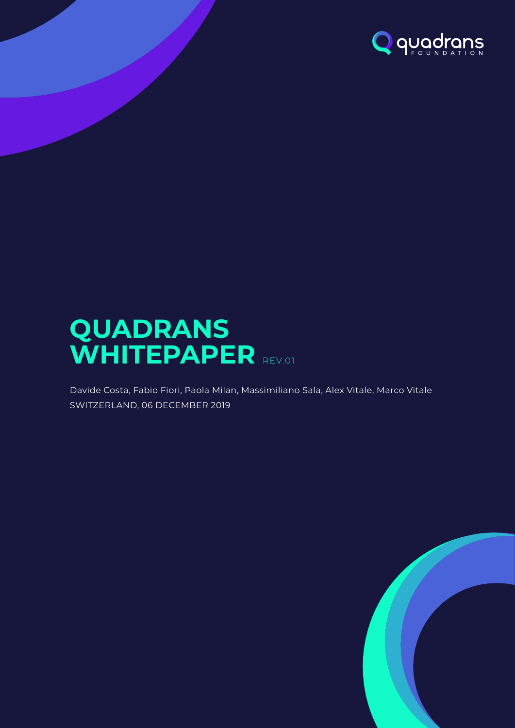quadrans FOUNDATION

# QUADRANS WHITEPAPER REV.01

Davide Costa, Fabio Fiori, Paola Milan, Massimiliano Sala, Alex Vitale, Marco Vitale

SWITZERLAND, 06 DECEMBER 2019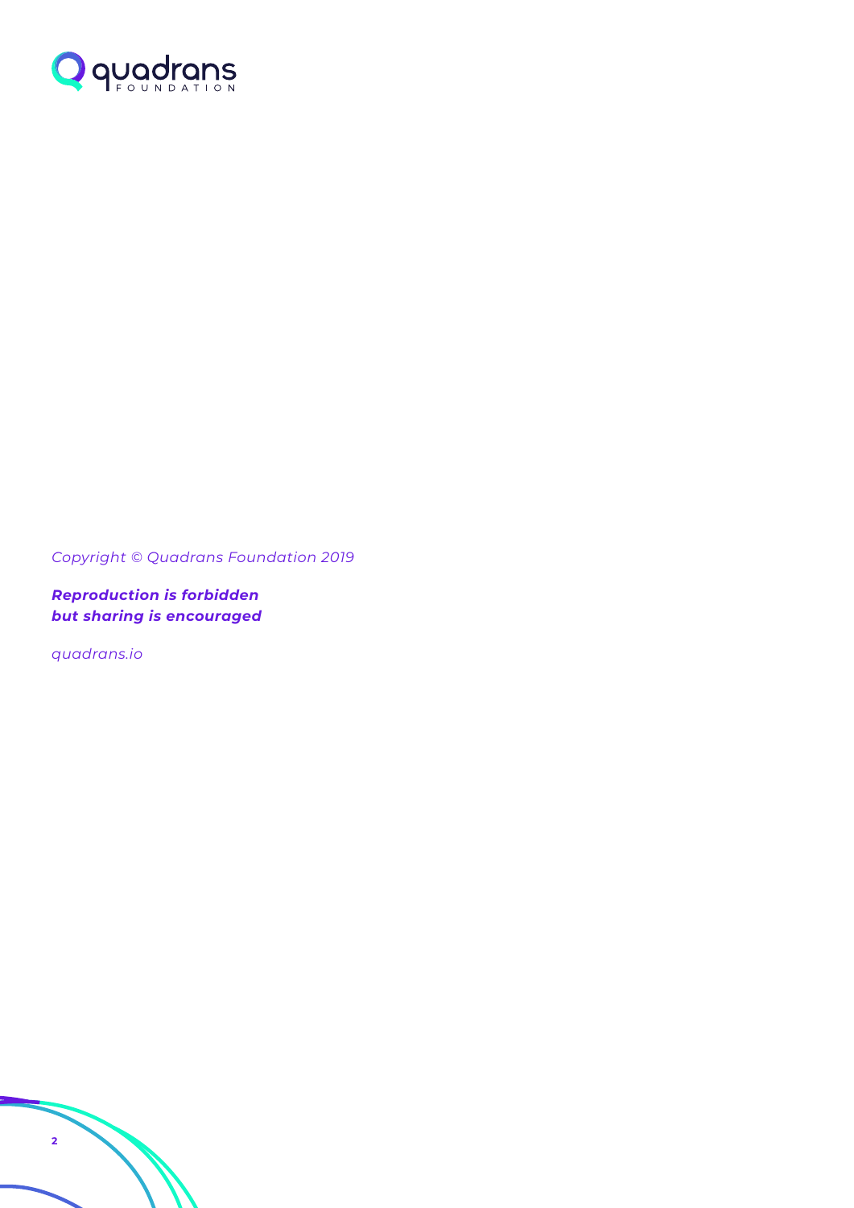*Copyright © Quadrans Foundation 2019*

***Reproduction is forbidden***
***but sharing is encouraged***

*quadrans.io*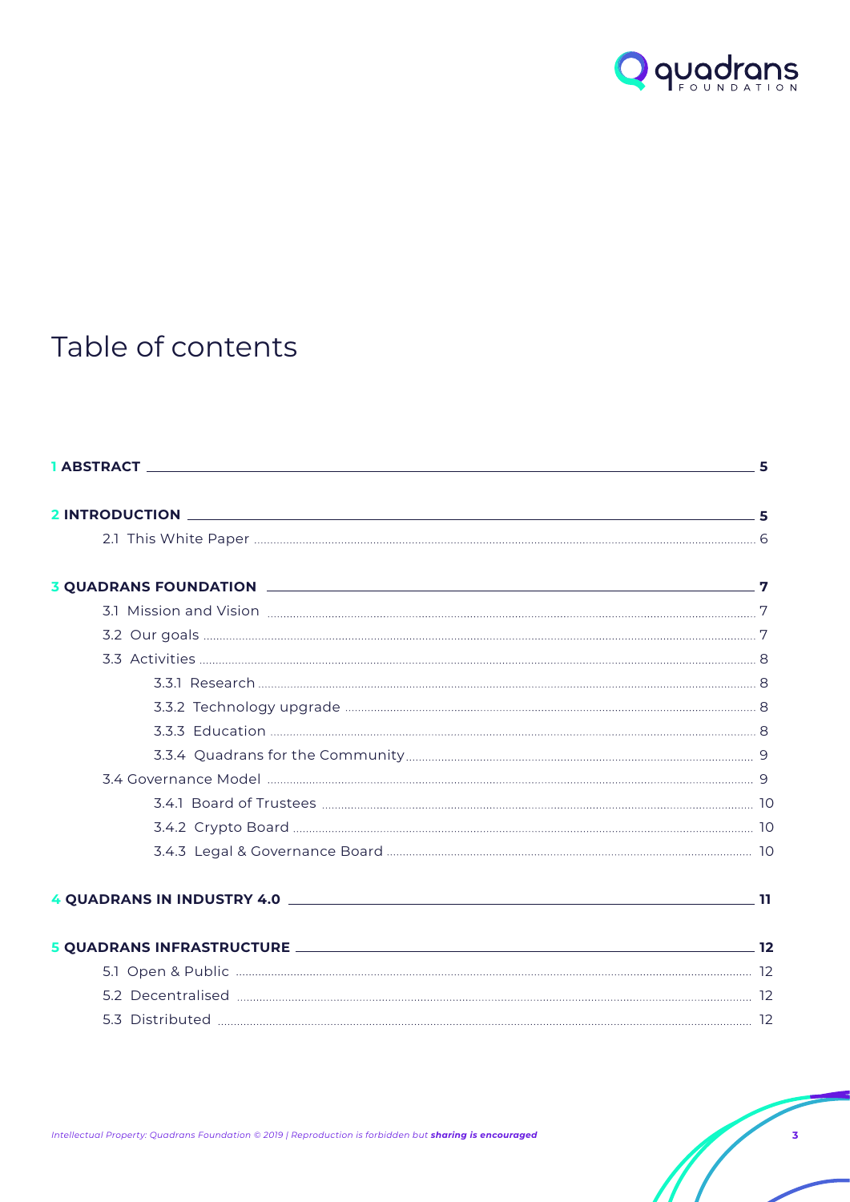# Table of contents

- **1 ABSTRACT** — 5
- **2 INTRODUCTION** — 5
  - 2.1 This White Paper — 6
- **3 QUADRANS FOUNDATION** — 7
  - 3.1 Mission and Vision — 7
  - 3.2 Our goals — 7
  - 3.3 Activities — 8
    - 3.3.1 Research — 8
    - 3.3.2 Technology upgrade — 8
    - 3.3.3 Education — 8
    - 3.3.4 Quadrans for the Community — 9
  - 3.4 Governance Model — 9
    - 3.4.1 Board of Trustees — 10
    - 3.4.2 Crypto Board — 10
    - 3.4.3 Legal & Governance Board — 10
- **4 QUADRANS IN INDUSTRY 4.0** — 11
- **5 QUADRANS INFRASTRUCTURE** — 12
  - 5.1 Open & Public — 12
  - 5.2 Decentralised — 12
  - 5.3 Distributed — 12

*Intellectual Property: Quadrans Foundation © 2019 | Reproduction is forbidden but **sharing is encouraged***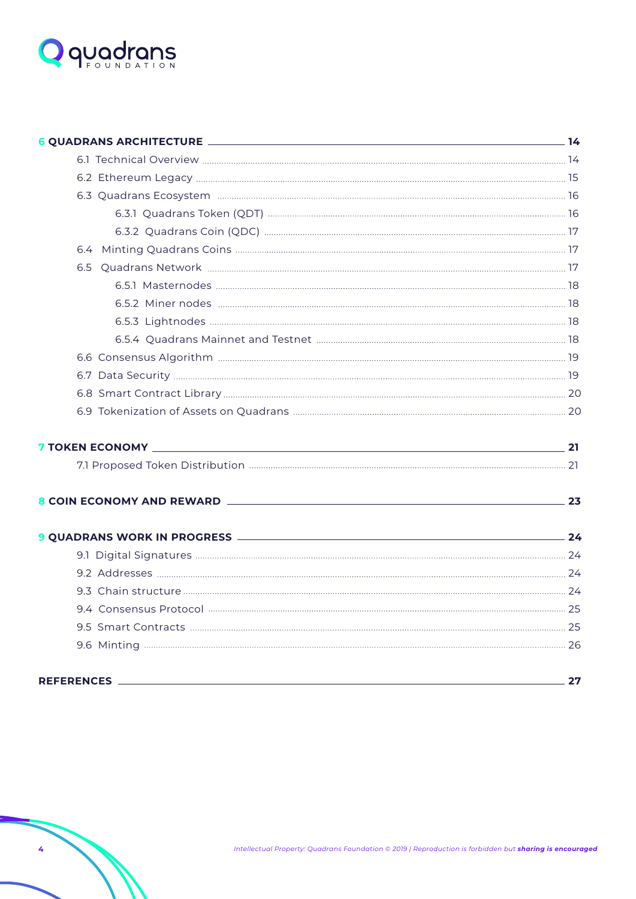**6 QUADRANS ARCHITECTURE** — 14

- 6.1 Technical Overview — 14
- 6.2 Ethereum Legacy — 15
- 6.3 Quadrans Ecosystem — 16
    - 6.3.1 Quadrans Token (QDT) — 16
    - 6.3.2 Quadrans Coin (QDC) — 17
- 6.4 Minting Quadrans Coins — 17
- 6.5 Quadrans Network — 17
    - 6.5.1 Masternodes — 18
    - 6.5.2 Miner nodes — 18
    - 6.5.3 Lightnodes — 18
    - 6.5.4 Quadrans Mainnet and Testnet — 18
- 6.6 Consensus Algorithm — 19
- 6.7 Data Security — 19
- 6.8 Smart Contract Library — 20
- 6.9 Tokenization of Assets on Quadrans — 20

**7 TOKEN ECONOMY** — 21

- 7.1 Proposed Token Distribution — 21

**8 COIN ECONOMY AND REWARD** — 23

**9 QUADRANS WORK IN PROGRESS** — 24

- 9.1 Digital Signatures — 24
- 9.2 Addresses — 24
- 9.3 Chain structure — 24
- 9.4 Consensus Protocol — 25
- 9.5 Smart Contracts — 25
- 9.6 Minting — 26

**REFERENCES** — 27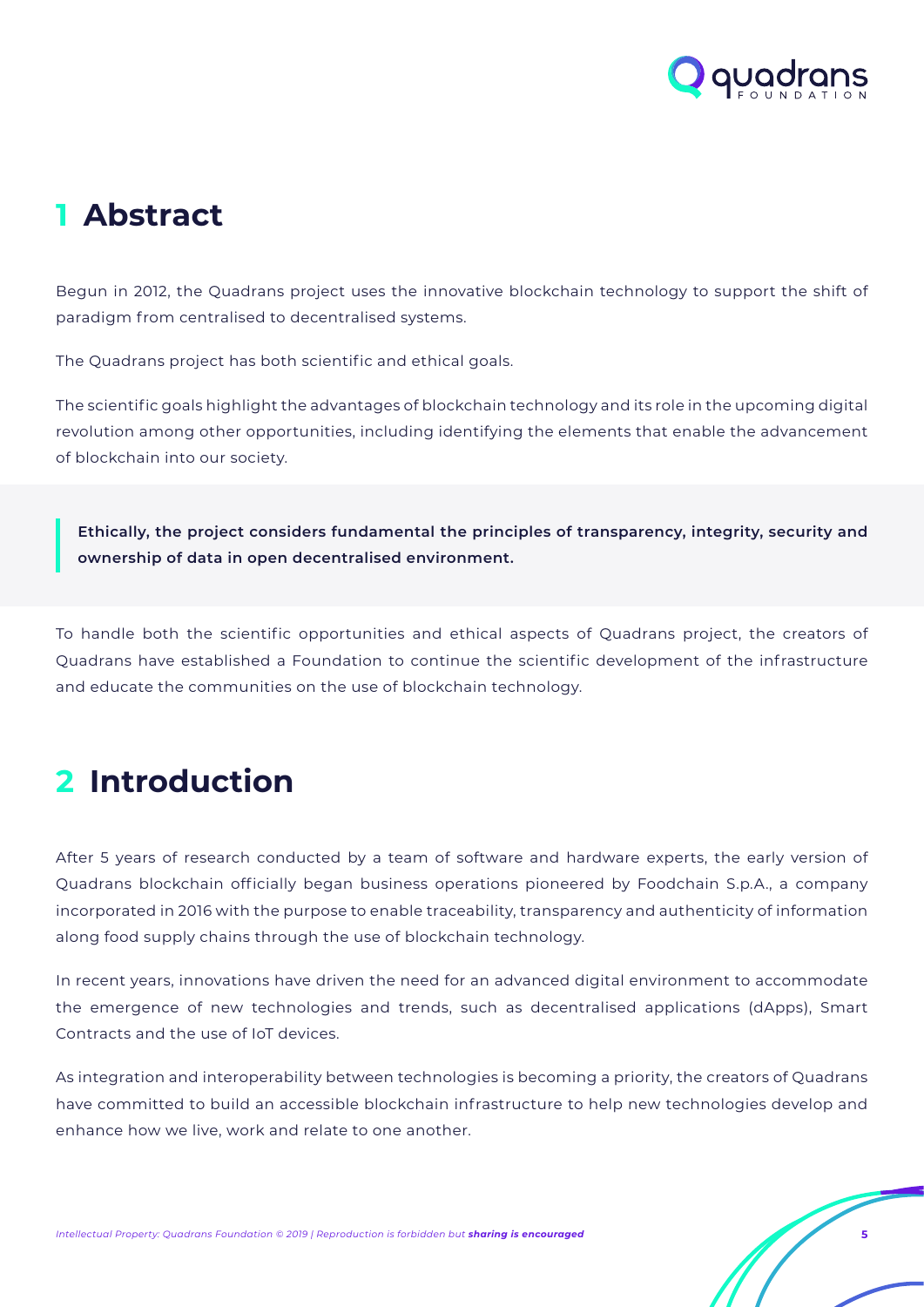# 1 Abstract

Begun in 2012, the Quadrans project uses the innovative blockchain technology to support the shift of paradigm from centralised to decentralised systems.

The Quadrans project has both scientific and ethical goals.

The scientific goals highlight the advantages of blockchain technology and its role in the upcoming digital revolution among other opportunities, including identifying the elements that enable the advancement of blockchain into our society.

> **Ethically, the project considers fundamental the principles of transparency, integrity, security and ownership of data in open decentralised environment.**

To handle both the scientific opportunities and ethical aspects of Quadrans project, the creators of Quadrans have established a Foundation to continue the scientific development of the infrastructure and educate the communities on the use of blockchain technology.

# 2 Introduction

After 5 years of research conducted by a team of software and hardware experts, the early version of Quadrans blockchain officially began business operations pioneered by Foodchain S.p.A., a company incorporated in 2016 with the purpose to enable traceability, transparency and authenticity of information along food supply chains through the use of blockchain technology.

In recent years, innovations have driven the need for an advanced digital environment to accommodate the emergence of new technologies and trends, such as decentralised applications (dApps), Smart Contracts and the use of IoT devices.

As integration and interoperability between technologies is becoming a priority, the creators of Quadrans have committed to build an accessible blockchain infrastructure to help new technologies develop and enhance how we live, work and relate to one another.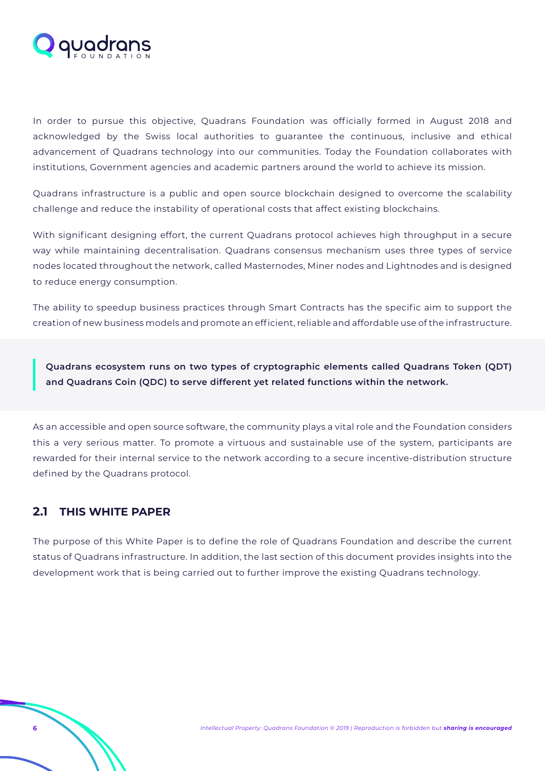In order to pursue this objective, Quadrans Foundation was officially formed in August 2018 and acknowledged by the Swiss local authorities to guarantee the continuous, inclusive and ethical advancement of Quadrans technology into our communities. Today the Foundation collaborates with institutions, Government agencies and academic partners around the world to achieve its mission.

Quadrans infrastructure is a public and open source blockchain designed to overcome the scalability challenge and reduce the instability of operational costs that affect existing blockchains.

With significant designing effort, the current Quadrans protocol achieves high throughput in a secure way while maintaining decentralisation. Quadrans consensus mechanism uses three types of service nodes located throughout the network, called Masternodes, Miner nodes and Lightnodes and is designed to reduce energy consumption.

The ability to speedup business practices through Smart Contracts has the specific aim to support the creation of new business models and promote an efficient, reliable and affordable use of the infrastructure.

> **Quadrans ecosystem runs on two types of cryptographic elements called Quadrans Token (QDT) and Quadrans Coin (QDC) to serve different yet related functions within the network.**

As an accessible and open source software, the community plays a vital role and the Foundation considers this a very serious matter. To promote a virtuous and sustainable use of the system, participants are rewarded for their internal service to the network according to a secure incentive-distribution structure defined by the Quadrans protocol.

## 2.1 THIS WHITE PAPER

The purpose of this White Paper is to define the role of Quadrans Foundation and describe the current status of Quadrans infrastructure. In addition, the last section of this document provides insights into the development work that is being carried out to further improve the existing Quadrans technology.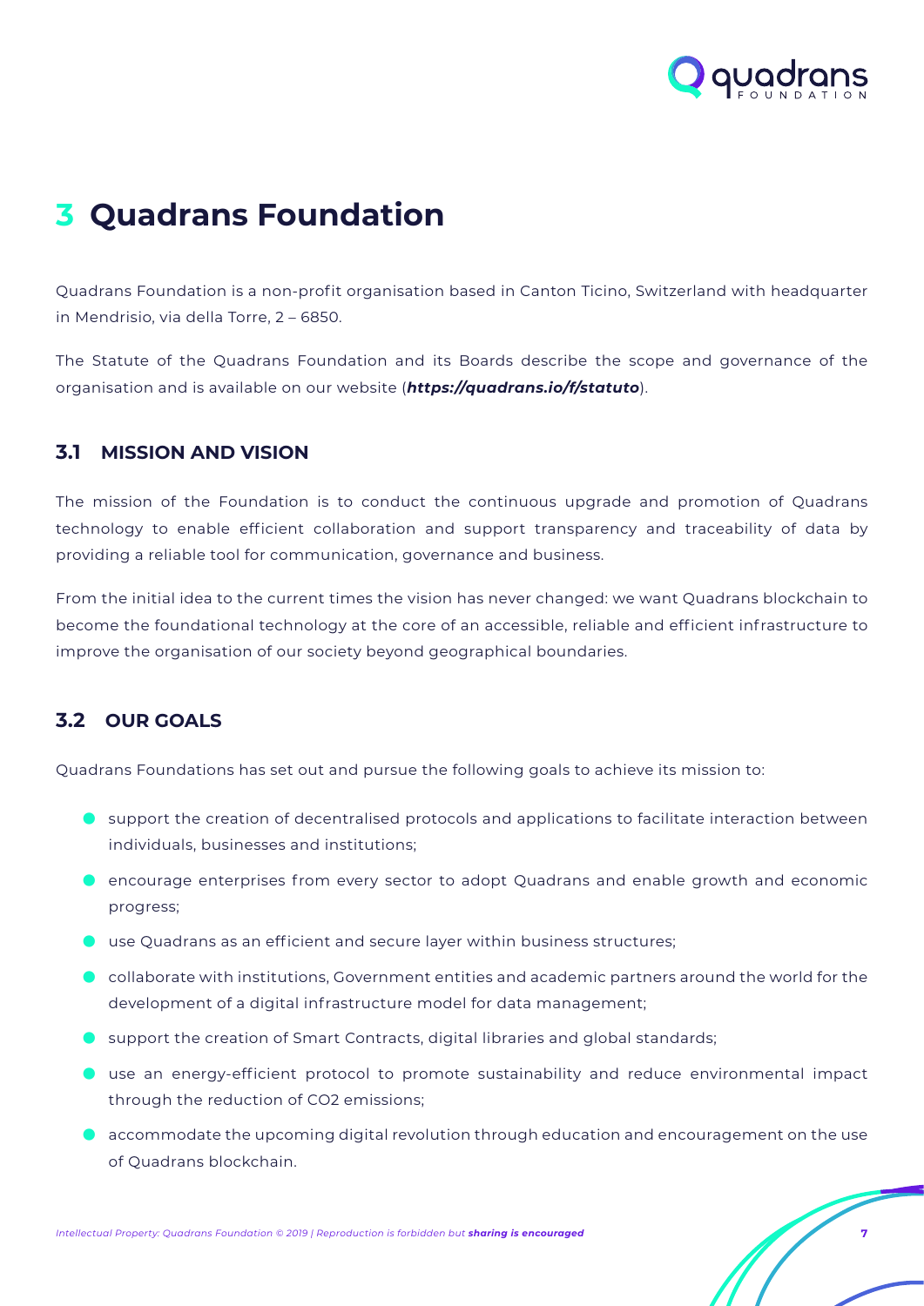# 3 Quadrans Foundation

Quadrans Foundation is a non-profit organisation based in Canton Ticino, Switzerland with headquarter in Mendrisio, via della Torre, 2 – 6850.

The Statute of the Quadrans Foundation and its Boards describe the scope and governance of the organisation and is available on our website (***https://quadrans.io/f/statuto***).

## 3.1 MISSION AND VISION

The mission of the Foundation is to conduct the continuous upgrade and promotion of Quadrans technology to enable efficient collaboration and support transparency and traceability of data by providing a reliable tool for communication, governance and business.

From the initial idea to the current times the vision has never changed: we want Quadrans blockchain to become the foundational technology at the core of an accessible, reliable and efficient infrastructure to improve the organisation of our society beyond geographical boundaries.

## 3.2 OUR GOALS

Quadrans Foundations has set out and pursue the following goals to achieve its mission to:

- support the creation of decentralised protocols and applications to facilitate interaction between individuals, businesses and institutions;
- encourage enterprises from every sector to adopt Quadrans and enable growth and economic progress;
- use Quadrans as an efficient and secure layer within business structures;
- collaborate with institutions, Government entities and academic partners around the world for the development of a digital infrastructure model for data management;
- support the creation of Smart Contracts, digital libraries and global standards;
- use an energy-efficient protocol to promote sustainability and reduce environmental impact through the reduction of $CO_2$ emissions;
- accommodate the upcoming digital revolution through education and encouragement on the use of Quadrans blockchain.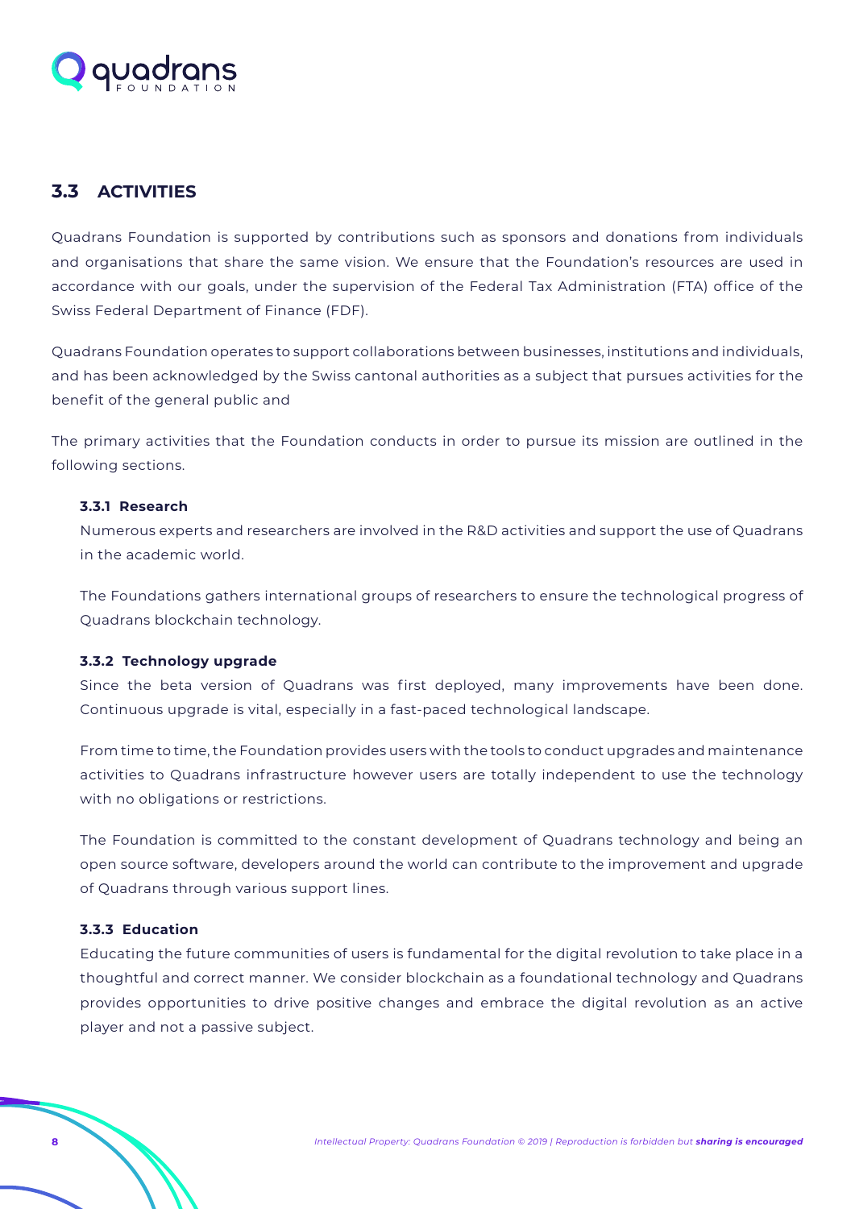## 3.3 ACTIVITIES

Quadrans Foundation is supported by contributions such as sponsors and donations from individuals and organisations that share the same vision. We ensure that the Foundation's resources are used in accordance with our goals, under the supervision of the Federal Tax Administration (FTA) office of the Swiss Federal Department of Finance (FDF).

Quadrans Foundation operates to support collaborations between businesses, institutions and individuals, and has been acknowledged by the Swiss cantonal authorities as a subject that pursues activities for the benefit of the general public and

The primary activities that the Foundation conducts in order to pursue its mission are outlined in the following sections.

### 3.3.1 Research

Numerous experts and researchers are involved in the R&D activities and support the use of Quadrans in the academic world.

The Foundations gathers international groups of researchers to ensure the technological progress of Quadrans blockchain technology.

### 3.3.2 Technology upgrade

Since the beta version of Quadrans was first deployed, many improvements have been done. Continuous upgrade is vital, especially in a fast-paced technological landscape.

From time to time, the Foundation provides users with the tools to conduct upgrades and maintenance activities to Quadrans infrastructure however users are totally independent to use the technology with no obligations or restrictions.

The Foundation is committed to the constant development of Quadrans technology and being an open source software, developers around the world can contribute to the improvement and upgrade of Quadrans through various support lines.

### 3.3.3 Education

Educating the future communities of users is fundamental for the digital revolution to take place in a thoughtful and correct manner. We consider blockchain as a foundational technology and Quadrans provides opportunities to drive positive changes and embrace the digital revolution as an active player and not a passive subject.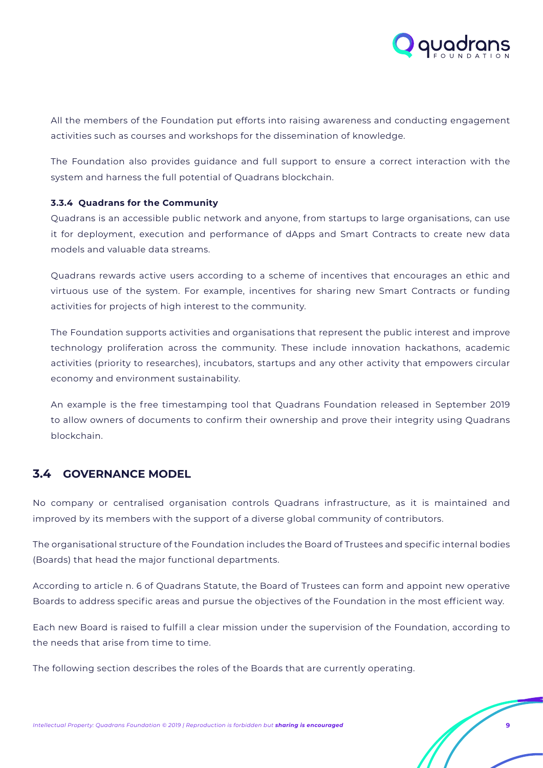All the members of the Foundation put efforts into raising awareness and conducting engagement activities such as courses and workshops for the dissemination of knowledge.

The Foundation also provides guidance and full support to ensure a correct interaction with the system and harness the full potential of Quadrans blockchain.

#### 3.3.4 Quadrans for the Community

Quadrans is an accessible public network and anyone, from startups to large organisations, can use it for deployment, execution and performance of dApps and Smart Contracts to create new data models and valuable data streams.

Quadrans rewards active users according to a scheme of incentives that encourages an ethic and virtuous use of the system. For example, incentives for sharing new Smart Contracts or funding activities for projects of high interest to the community.

The Foundation supports activities and organisations that represent the public interest and improve technology proliferation across the community. These include innovation hackathons, academic activities (priority to researches), incubators, startups and any other activity that empowers circular economy and environment sustainability.

An example is the free timestamping tool that Quadrans Foundation released in September 2019 to allow owners of documents to confirm their ownership and prove their integrity using Quadrans blockchain.

## 3.4 GOVERNANCE MODEL

No company or centralised organisation controls Quadrans infrastructure, as it is maintained and improved by its members with the support of a diverse global community of contributors.

The organisational structure of the Foundation includes the Board of Trustees and specific internal bodies (Boards) that head the major functional departments.

According to article n. 6 of Quadrans Statute, the Board of Trustees can form and appoint new operative Boards to address specific areas and pursue the objectives of the Foundation in the most efficient way.

Each new Board is raised to fulfill a clear mission under the supervision of the Foundation, according to the needs that arise from time to time.

The following section describes the roles of the Boards that are currently operating.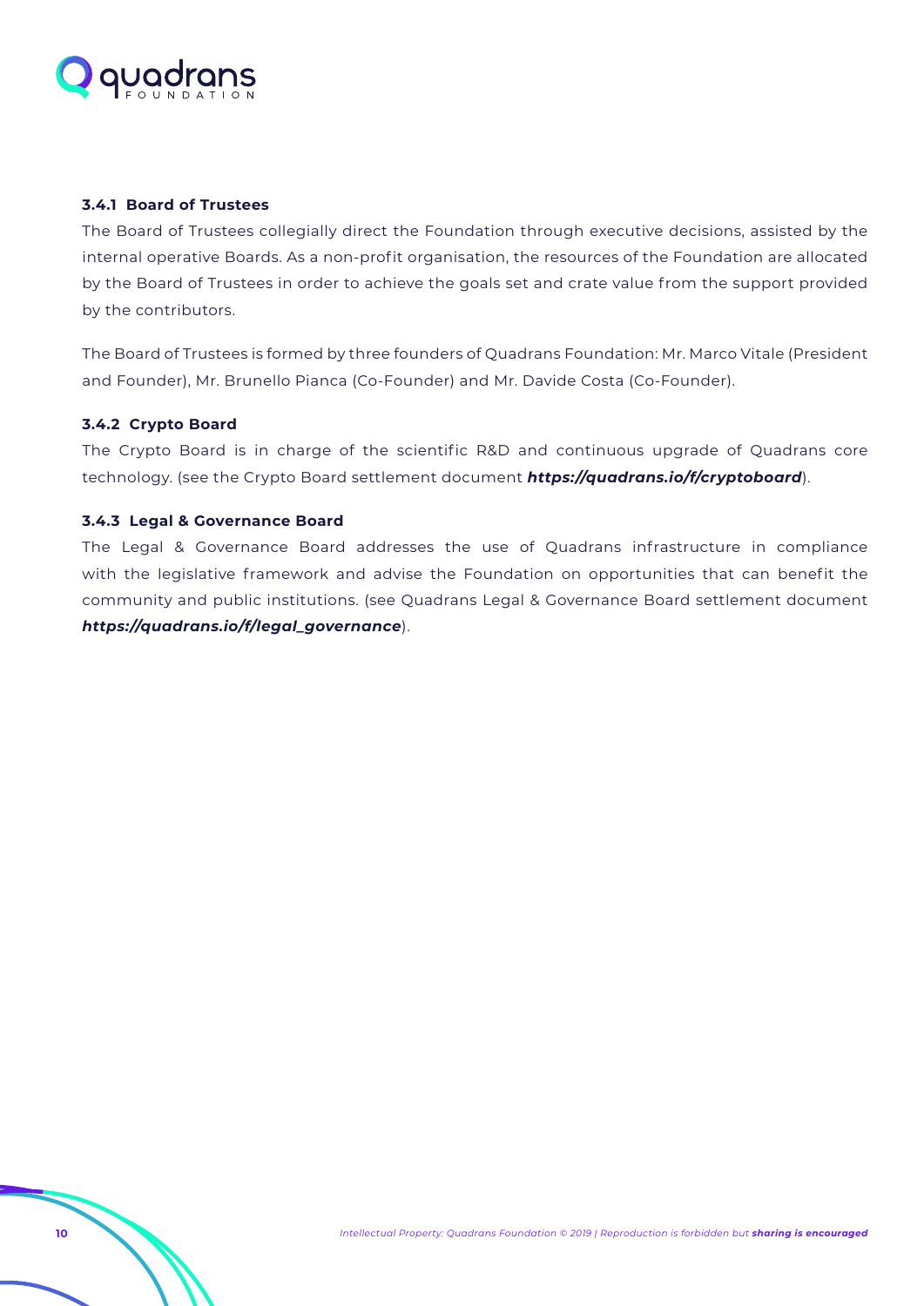#### 3.4.1 Board of Trustees

The Board of Trustees collegially direct the Foundation through executive decisions, assisted by the internal operative Boards. As a non-profit organisation, the resources of the Foundation are allocated by the Board of Trustees in order to achieve the goals set and crate value from the support provided by the contributors.

The Board of Trustees is formed by three founders of Quadrans Foundation: Mr. Marco Vitale (President and Founder), Mr. Brunello Pianca (Co-Founder) and Mr. Davide Costa (Co-Founder).

#### 3.4.2 Crypto Board

The Crypto Board is in charge of the scientific R&D and continuous upgrade of Quadrans core technology. (see the Crypto Board settlement document ***https://quadrans.io/f/cryptoboard***).

#### 3.4.3 Legal & Governance Board

The Legal & Governance Board addresses the use of Quadrans infrastructure in compliance with the legislative framework and advise the Foundation on opportunities that can benefit the community and public institutions. (see Quadrans Legal & Governance Board settlement document ***https://quadrans.io/f/legal_governance***).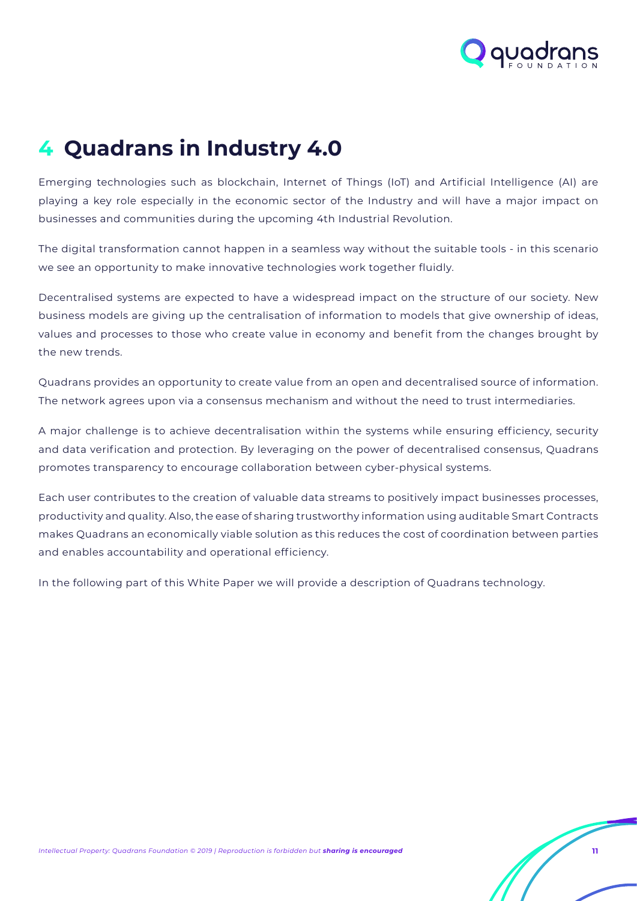# 4 Quadrans in Industry 4.0

Emerging technologies such as blockchain, Internet of Things (IoT) and Artificial Intelligence (AI) are playing a key role especially in the economic sector of the Industry and will have a major impact on businesses and communities during the upcoming 4th Industrial Revolution.

The digital transformation cannot happen in a seamless way without the suitable tools - in this scenario we see an opportunity to make innovative technologies work together fluidly.

Decentralised systems are expected to have a widespread impact on the structure of our society. New business models are giving up the centralisation of information to models that give ownership of ideas, values and processes to those who create value in economy and benefit from the changes brought by the new trends.

Quadrans provides an opportunity to create value from an open and decentralised source of information. The network agrees upon via a consensus mechanism and without the need to trust intermediaries.

A major challenge is to achieve decentralisation within the systems while ensuring efficiency, security and data verification and protection. By leveraging on the power of decentralised consensus, Quadrans promotes transparency to encourage collaboration between cyber-physical systems.

Each user contributes to the creation of valuable data streams to positively impact businesses processes, productivity and quality. Also, the ease of sharing trustworthy information using auditable Smart Contracts makes Quadrans an economically viable solution as this reduces the cost of coordination between parties and enables accountability and operational efficiency.

In the following part of this White Paper we will provide a description of Quadrans technology.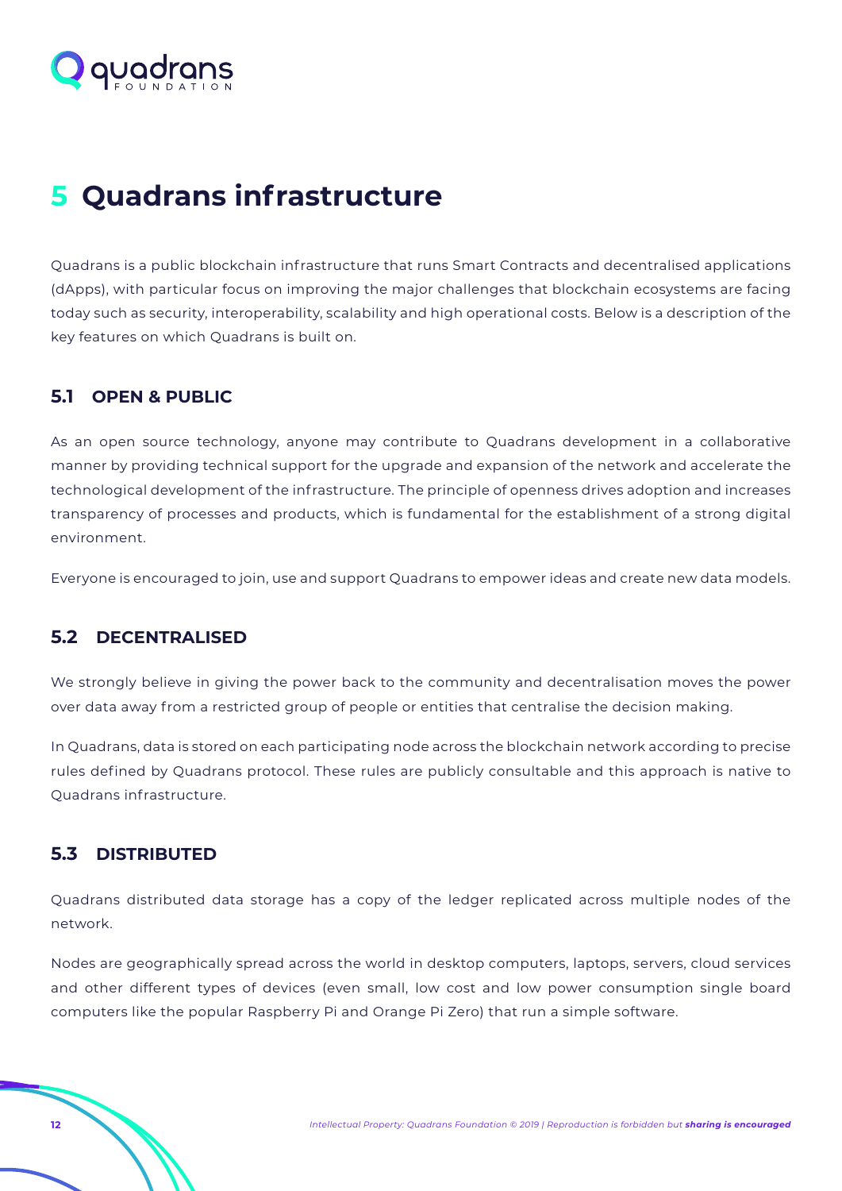# 5 Quadrans infrastructure

Quadrans is a public blockchain infrastructure that runs Smart Contracts and decentralised applications (dApps), with particular focus on improving the major challenges that blockchain ecosystems are facing today such as security, interoperability, scalability and high operational costs. Below is a description of the key features on which Quadrans is built on.

## 5.1 OPEN & PUBLIC

As an open source technology, anyone may contribute to Quadrans development in a collaborative manner by providing technical support for the upgrade and expansion of the network and accelerate the technological development of the infrastructure. The principle of openness drives adoption and increases transparency of processes and products, which is fundamental for the establishment of a strong digital environment.

Everyone is encouraged to join, use and support Quadrans to empower ideas and create new data models.

## 5.2 DECENTRALISED

We strongly believe in giving the power back to the community and decentralisation moves the power over data away from a restricted group of people or entities that centralise the decision making.

In Quadrans, data is stored on each participating node across the blockchain network according to precise rules defined by Quadrans protocol. These rules are publicly consultable and this approach is native to Quadrans infrastructure.

## 5.3 DISTRIBUTED

Quadrans distributed data storage has a copy of the ledger replicated across multiple nodes of the network.

Nodes are geographically spread across the world in desktop computers, laptops, servers, cloud services and other different types of devices (even small, low cost and low power consumption single board computers like the popular Raspberry Pi and Orange Pi Zero) that run a simple software.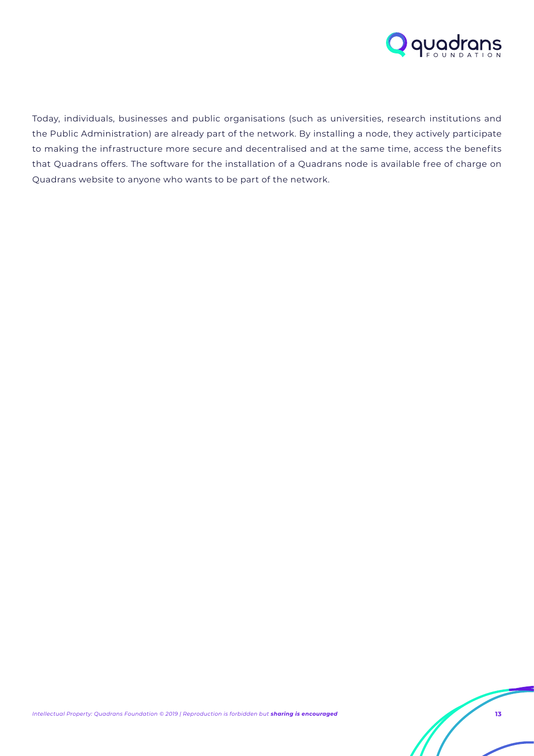Today, individuals, businesses and public organisations (such as universities, research institutions and the Public Administration) are already part of the network. By installing a node, they actively participate to making the infrastructure more secure and decentralised and at the same time, access the benefits that Quadrans offers. The software for the installation of a Quadrans node is available free of charge on Quadrans website to anyone who wants to be part of the network.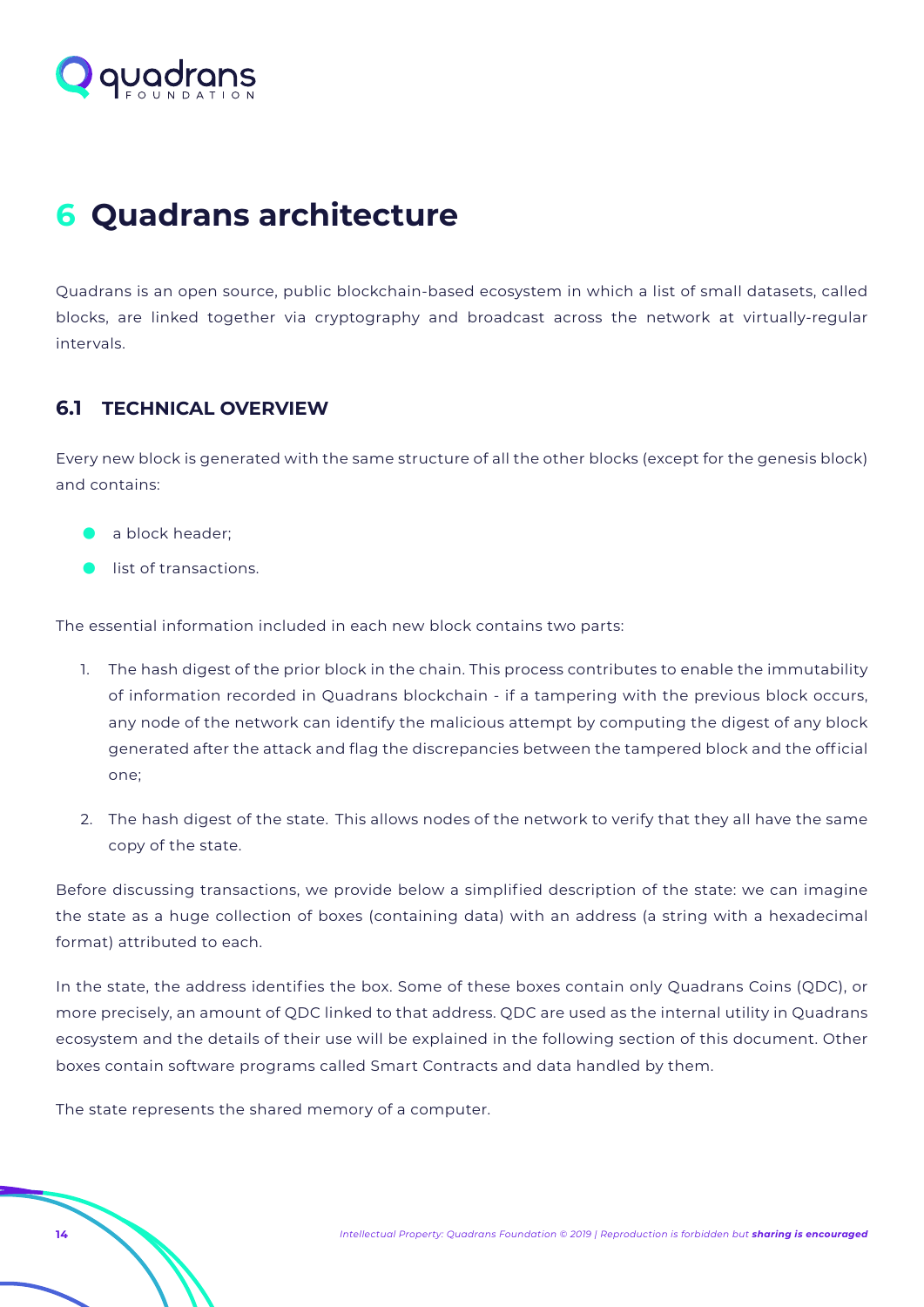# 6 Quadrans architecture

Quadrans is an open source, public blockchain-based ecosystem in which a list of small datasets, called blocks, are linked together via cryptography and broadcast across the network at virtually-regular intervals.

## 6.1 TECHNICAL OVERVIEW

Every new block is generated with the same structure of all the other blocks (except for the genesis block) and contains:

- a block header;
- list of transactions.

The essential information included in each new block contains two parts:

1. The hash digest of the prior block in the chain. This process contributes to enable the immutability of information recorded in Quadrans blockchain - if a tampering with the previous block occurs, any node of the network can identify the malicious attempt by computing the digest of any block generated after the attack and flag the discrepancies between the tampered block and the official one;
2. The hash digest of the state. This allows nodes of the network to verify that they all have the same copy of the state.

Before discussing transactions, we provide below a simplified description of the state: we can imagine the state as a huge collection of boxes (containing data) with an address (a string with a hexadecimal format) attributed to each.

In the state, the address identifies the box. Some of these boxes contain only Quadrans Coins (QDC), or more precisely, an amount of QDC linked to that address. QDC are used as the internal utility in Quadrans ecosystem and the details of their use will be explained in the following section of this document. Other boxes contain software programs called Smart Contracts and data handled by them.

The state represents the shared memory of a computer.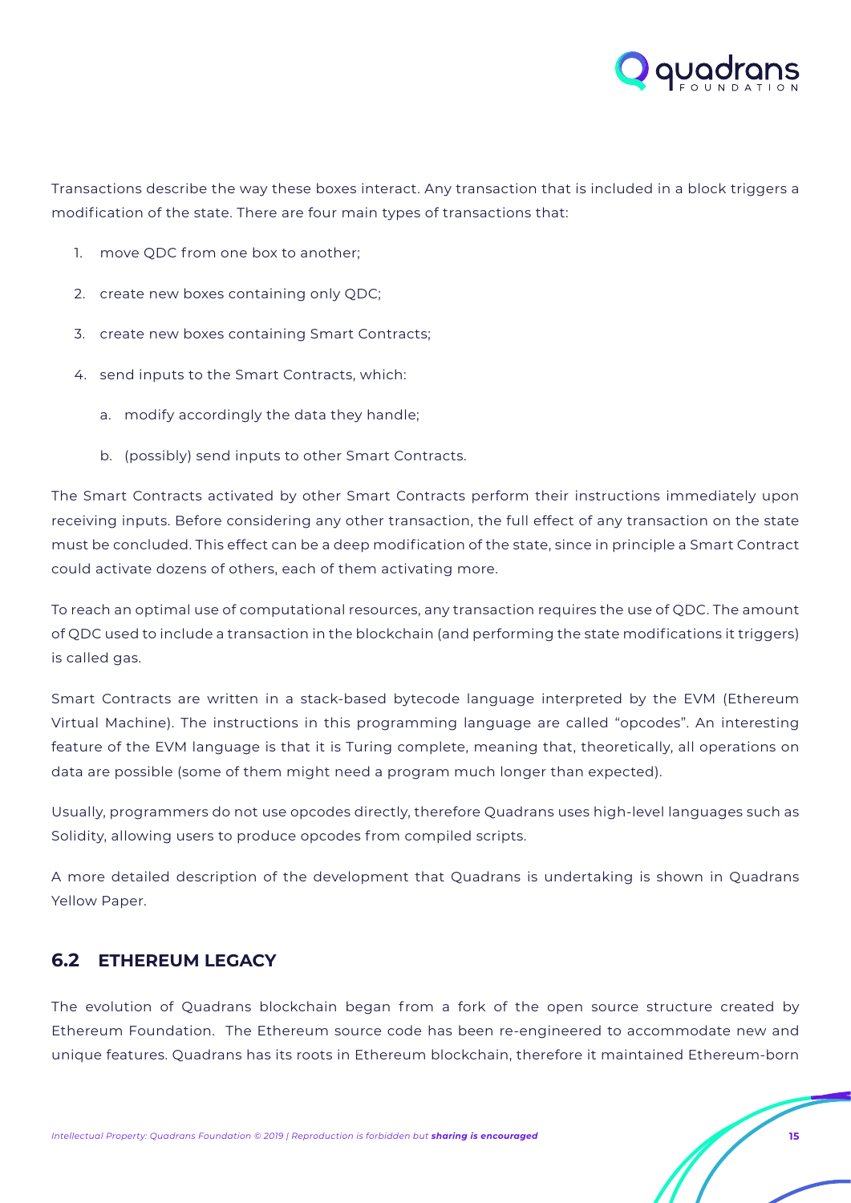Transactions describe the way these boxes interact. Any transaction that is included in a block triggers a modification of the state. There are four main types of transactions that:

1. move QDC from one box to another;
2. create new boxes containing only QDC;
3. create new boxes containing Smart Contracts;
4. send inputs to the Smart Contracts, which:
    a. modify accordingly the data they handle;
    b. (possibly) send inputs to other Smart Contracts.

The Smart Contracts activated by other Smart Contracts perform their instructions immediately upon receiving inputs. Before considering any other transaction, the full effect of any transaction on the state must be concluded. This effect can be a deep modification of the state, since in principle a Smart Contract could activate dozens of others, each of them activating more.

To reach an optimal use of computational resources, any transaction requires the use of QDC. The amount of QDC used to include a transaction in the blockchain (and performing the state modifications it triggers) is called gas.

Smart Contracts are written in a stack-based bytecode language interpreted by the EVM (Ethereum Virtual Machine). The instructions in this programming language are called "opcodes". An interesting feature of the EVM language is that it is Turing complete, meaning that, theoretically, all operations on data are possible (some of them might need a program much longer than expected).

Usually, programmers do not use opcodes directly, therefore Quadrans uses high-level languages such as Solidity, allowing users to produce opcodes from compiled scripts.

A more detailed description of the development that Quadrans is undertaking is shown in Quadrans Yellow Paper.

## 6.2 ETHEREUM LEGACY

The evolution of Quadrans blockchain began from a fork of the open source structure created by Ethereum Foundation. The Ethereum source code has been re-engineered to accommodate new and unique features. Quadrans has its roots in Ethereum blockchain, therefore it maintained Ethereum-born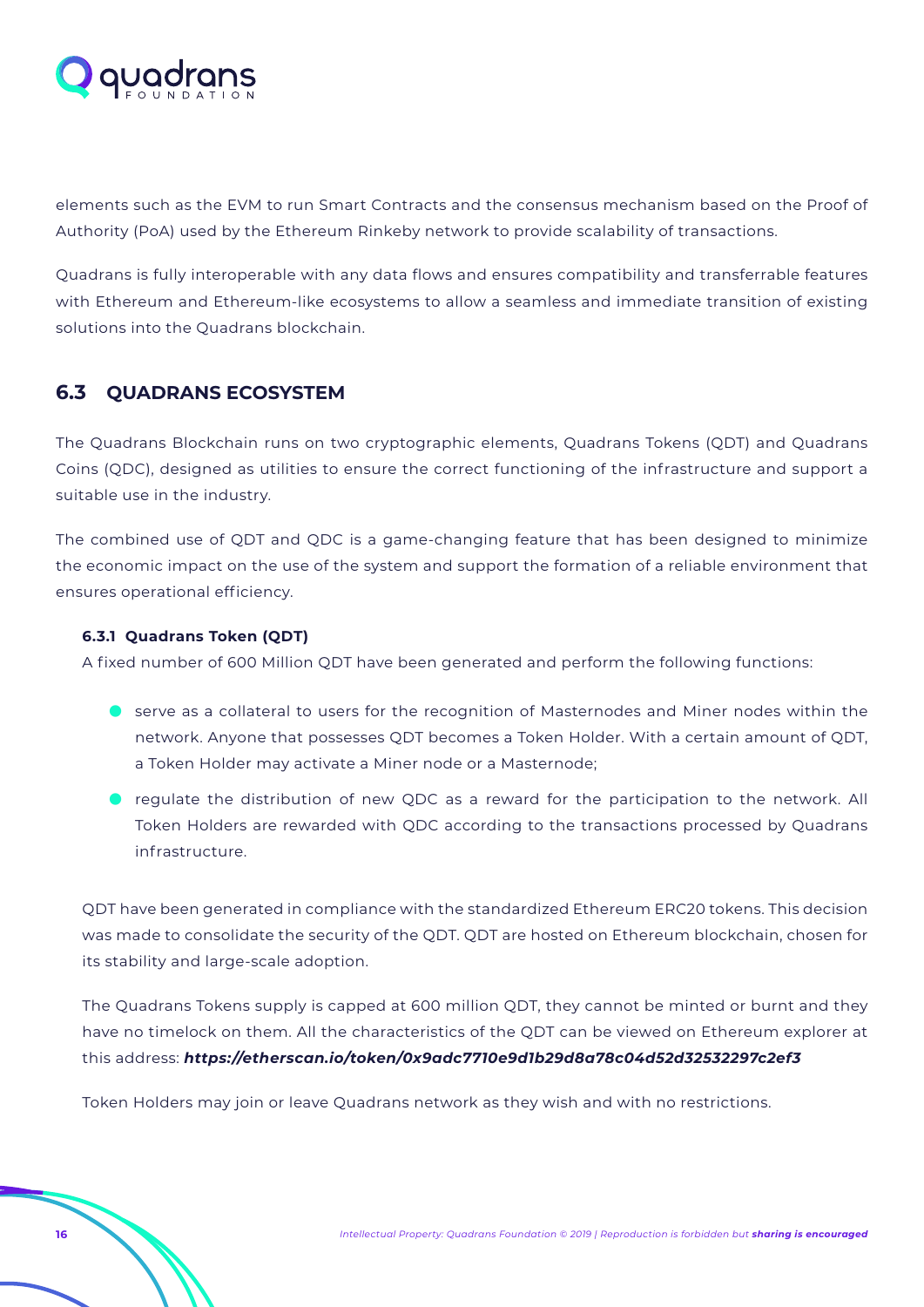elements such as the EVM to run Smart Contracts and the consensus mechanism based on the Proof of Authority (PoA) used by the Ethereum Rinkeby network to provide scalability of transactions.

Quadrans is fully interoperable with any data flows and ensures compatibility and transferrable features with Ethereum and Ethereum-like ecosystems to allow a seamless and immediate transition of existing solutions into the Quadrans blockchain.

## 6.3 QUADRANS ECOSYSTEM

The Quadrans Blockchain runs on two cryptographic elements, Quadrans Tokens (QDT) and Quadrans Coins (QDC), designed as utilities to ensure the correct functioning of the infrastructure and support a suitable use in the industry.

The combined use of QDT and QDC is a game-changing feature that has been designed to minimize the economic impact on the use of the system and support the formation of a reliable environment that ensures operational efficiency.

### 6.3.1 Quadrans Token (QDT)

A fixed number of 600 Million QDT have been generated and perform the following functions:

- serve as a collateral to users for the recognition of Masternodes and Miner nodes within the network. Anyone that possesses QDT becomes a Token Holder. With a certain amount of QDT, a Token Holder may activate a Miner node or a Masternode;
- regulate the distribution of new QDC as a reward for the participation to the network. All Token Holders are rewarded with QDC according to the transactions processed by Quadrans infrastructure.

QDT have been generated in compliance with the standardized Ethereum ERC20 tokens. This decision was made to consolidate the security of the QDT. QDT are hosted on Ethereum blockchain, chosen for its stability and large-scale adoption.

The Quadrans Tokens supply is capped at 600 million QDT, they cannot be minted or burnt and they have no timelock on them. All the characteristics of the QDT can be viewed on Ethereum explorer at this address: ***https://etherscan.io/token/0x9adc7710e9d1b29d8a78c04d52d32532297c2ef3***

Token Holders may join or leave Quadrans network as they wish and with no restrictions.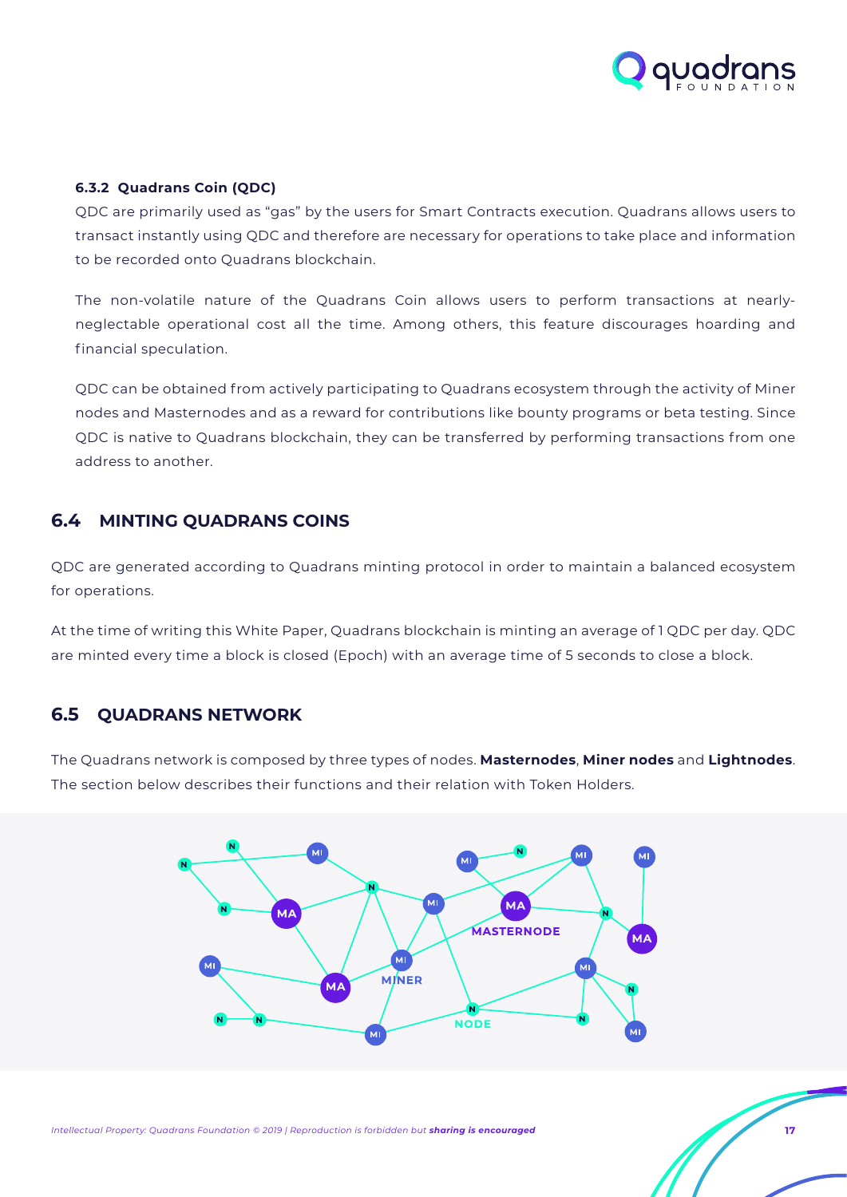#### 6.3.2 Quadrans Coin (QDC)

QDC are primarily used as "gas" by the users for Smart Contracts execution. Quadrans allows users to transact instantly using QDC and therefore are necessary for operations to take place and information to be recorded onto Quadrans blockchain.

The non-volatile nature of the Quadrans Coin allows users to perform transactions at nearly-neglectable operational cost all the time. Among others, this feature discourages hoarding and financial speculation.

QDC can be obtained from actively participating to Quadrans ecosystem through the activity of Miner nodes and Masternodes and as a reward for contributions like bounty programs or beta testing. Since QDC is native to Quadrans blockchain, they can be transferred by performing transactions from one address to another.

## 6.4 MINTING QUADRANS COINS

QDC are generated according to Quadrans minting protocol in order to maintain a balanced ecosystem for operations.

At the time of writing this White Paper, Quadrans blockchain is minting an average of 1 QDC per day. QDC are minted every time a block is closed (Epoch) with an average time of 5 seconds to close a block.

## 6.5 QUADRANS NETWORK

The Quadrans network is composed by three types of nodes. **Masternodes**, **Miner nodes** and **Lightnodes**. The section below describes their functions and their relation with Token Holders.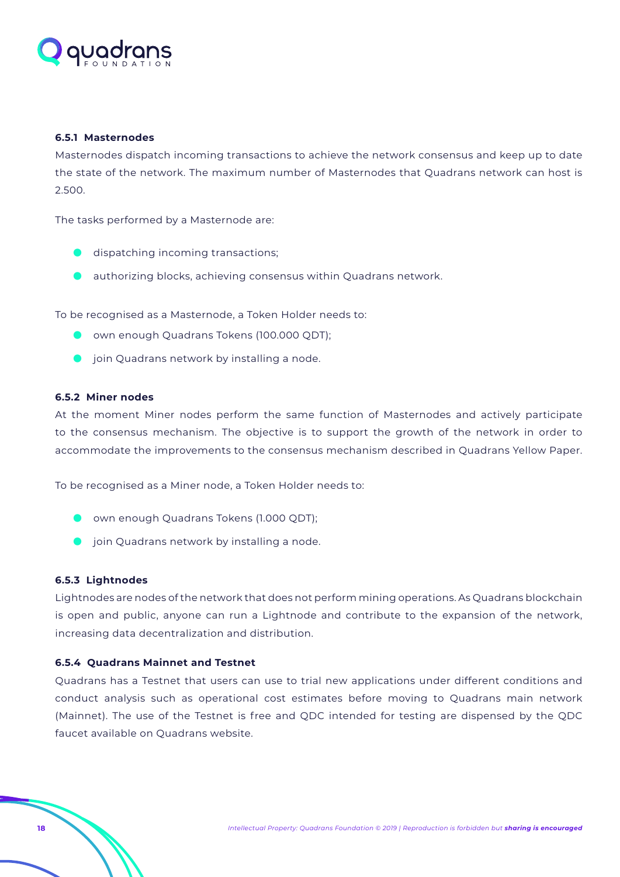#### 6.5.1 Masternodes

Masternodes dispatch incoming transactions to achieve the network consensus and keep up to date the state of the network. The maximum number of Masternodes that Quadrans network can host is 2.500.

The tasks performed by a Masternode are:

- dispatching incoming transactions;
- authorizing blocks, achieving consensus within Quadrans network.

To be recognised as a Masternode, a Token Holder needs to:

- own enough Quadrans Tokens (100.000 QDT);
- join Quadrans network by installing a node.

#### 6.5.2 Miner nodes

At the moment Miner nodes perform the same function of Masternodes and actively participate to the consensus mechanism. The objective is to support the growth of the network in order to accommodate the improvements to the consensus mechanism described in Quadrans Yellow Paper.

To be recognised as a Miner node, a Token Holder needs to:

- own enough Quadrans Tokens (1.000 QDT);
- join Quadrans network by installing a node.

#### 6.5.3 Lightnodes

Lightnodes are nodes of the network that does not perform mining operations. As Quadrans blockchain is open and public, anyone can run a Lightnode and contribute to the expansion of the network, increasing data decentralization and distribution.

#### 6.5.4 Quadrans Mainnet and Testnet

Quadrans has a Testnet that users can use to trial new applications under different conditions and conduct analysis such as operational cost estimates before moving to Quadrans main network (Mainnet). The use of the Testnet is free and QDC intended for testing are dispensed by the QDC faucet available on Quadrans website.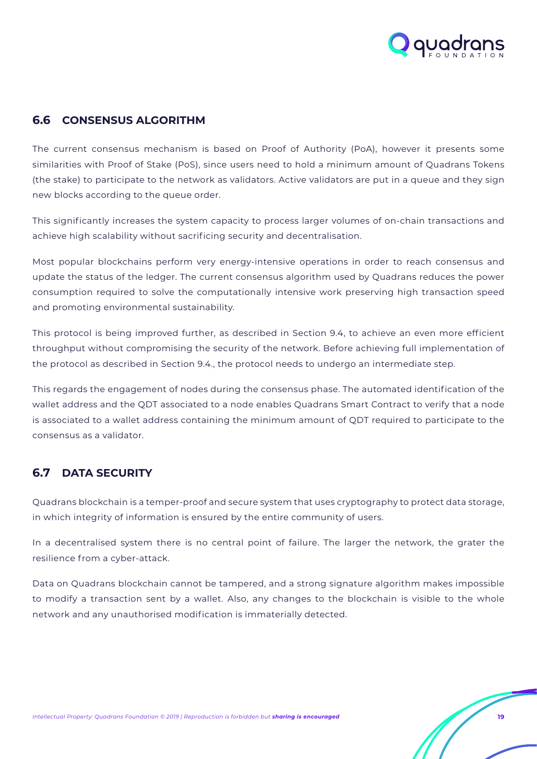## 6.6 CONSENSUS ALGORITHM

The current consensus mechanism is based on Proof of Authority (PoA), however it presents some similarities with Proof of Stake (PoS), since users need to hold a minimum amount of Quadrans Tokens (the stake) to participate to the network as validators. Active validators are put in a queue and they sign new blocks according to the queue order.

This significantly increases the system capacity to process larger volumes of on-chain transactions and achieve high scalability without sacrificing security and decentralisation.

Most popular blockchains perform very energy-intensive operations in order to reach consensus and update the status of the ledger. The current consensus algorithm used by Quadrans reduces the power consumption required to solve the computationally intensive work preserving high transaction speed and promoting environmental sustainability.

This protocol is being improved further, as described in Section 9.4, to achieve an even more efficient throughput without compromising the security of the network. Before achieving full implementation of the protocol as described in Section 9.4., the protocol needs to undergo an intermediate step.

This regards the engagement of nodes during the consensus phase. The automated identification of the wallet address and the QDT associated to a node enables Quadrans Smart Contract to verify that a node is associated to a wallet address containing the minimum amount of QDT required to participate to the consensus as a validator.

## 6.7 DATA SECURITY

Quadrans blockchain is a temper-proof and secure system that uses cryptography to protect data storage, in which integrity of information is ensured by the entire community of users.

In a decentralised system there is no central point of failure. The larger the network, the grater the resilience from a cyber-attack.

Data on Quadrans blockchain cannot be tampered, and a strong signature algorithm makes impossible to modify a transaction sent by a wallet. Also, any changes to the blockchain is visible to the whole network and any unauthorised modification is immaterially detected.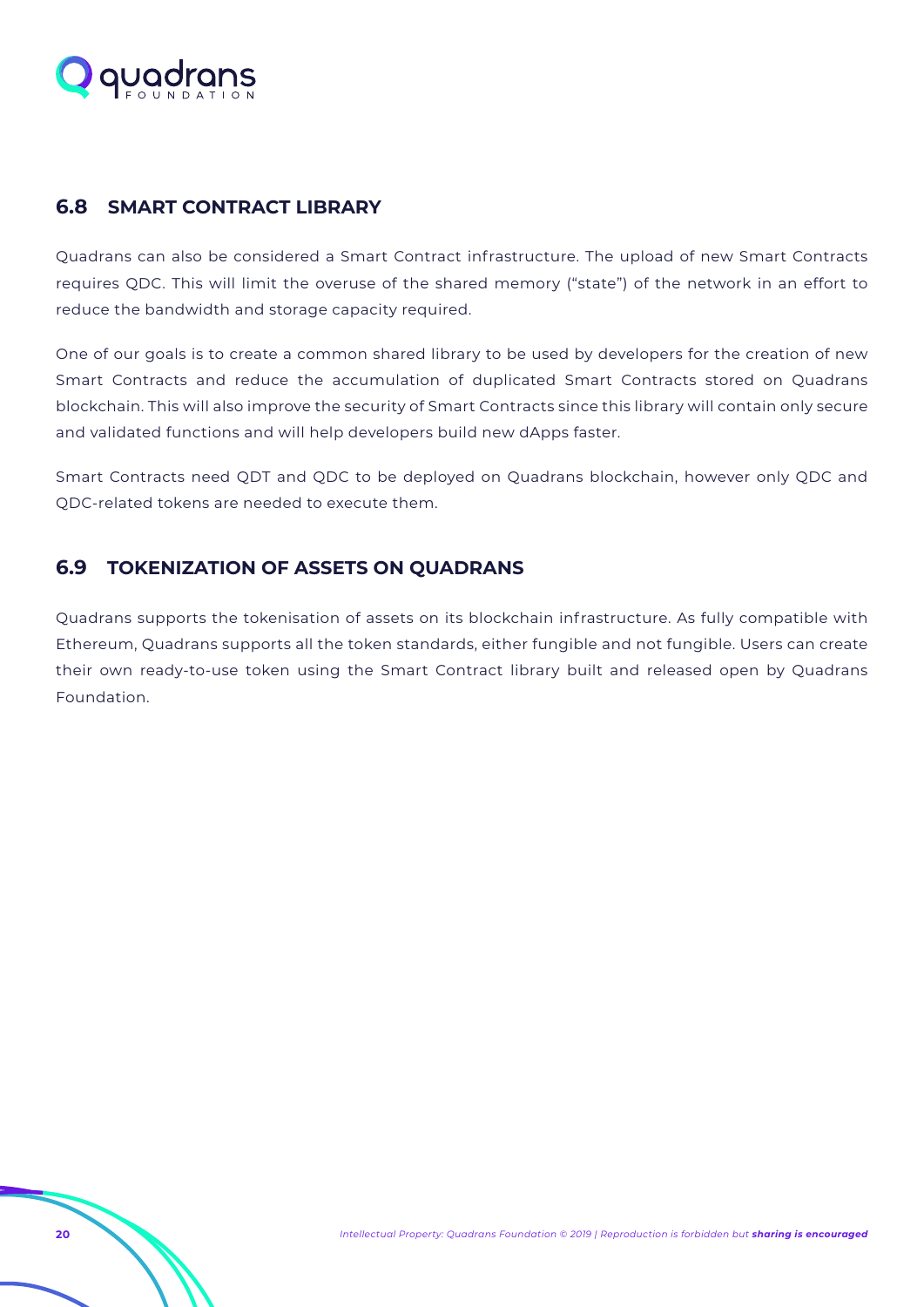## 6.8 SMART CONTRACT LIBRARY

Quadrans can also be considered a Smart Contract infrastructure. The upload of new Smart Contracts requires QDC. This will limit the overuse of the shared memory ("state") of the network in an effort to reduce the bandwidth and storage capacity required.

One of our goals is to create a common shared library to be used by developers for the creation of new Smart Contracts and reduce the accumulation of duplicated Smart Contracts stored on Quadrans blockchain. This will also improve the security of Smart Contracts since this library will contain only secure and validated functions and will help developers build new dApps faster.

Smart Contracts need QDT and QDC to be deployed on Quadrans blockchain, however only QDC and QDC-related tokens are needed to execute them.

## 6.9 TOKENIZATION OF ASSETS ON QUADRANS

Quadrans supports the tokenisation of assets on its blockchain infrastructure. As fully compatible with Ethereum, Quadrans supports all the token standards, either fungible and not fungible. Users can create their own ready-to-use token using the Smart Contract library built and released open by Quadrans Foundation.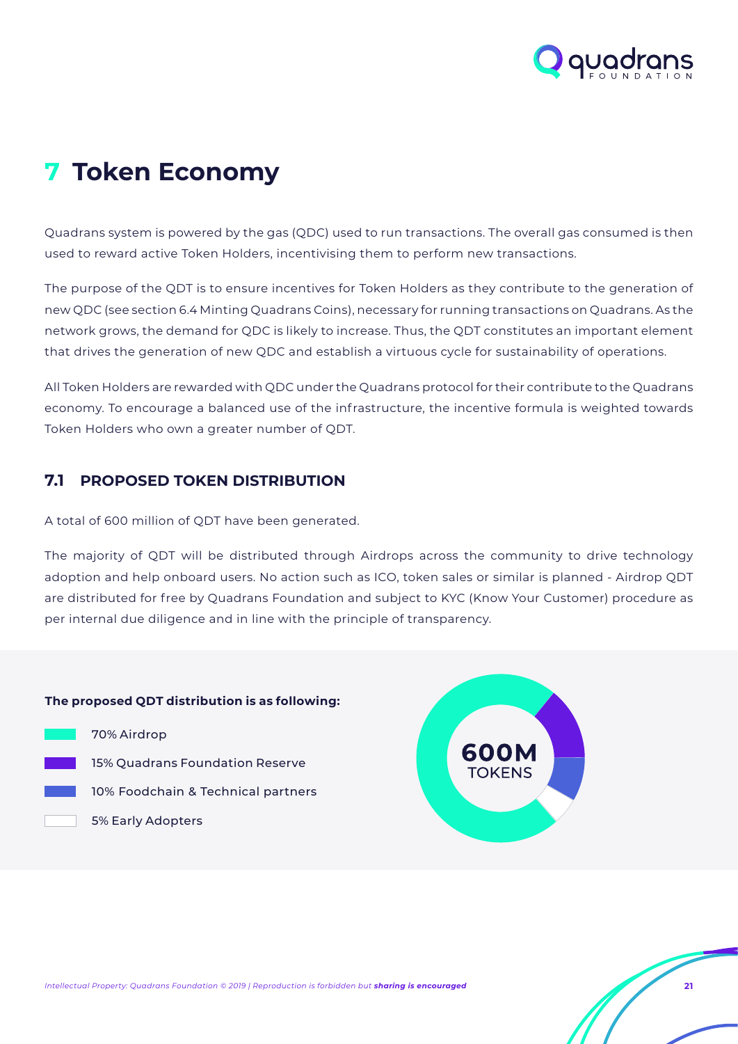# 7 Token Economy

Quadrans system is powered by the gas (QDC) used to run transactions. The overall gas consumed is then used to reward active Token Holders, incentivising them to perform new transactions.

The purpose of the QDT is to ensure incentives for Token Holders as they contribute to the generation of new QDC (see section 6.4 Minting Quadrans Coins), necessary for running transactions on Quadrans. As the network grows, the demand for QDC is likely to increase. Thus, the QDT constitutes an important element that drives the generation of new QDC and establish a virtuous cycle for sustainability of operations.

All Token Holders are rewarded with QDC under the Quadrans protocol for their contribute to the Quadrans economy. To encourage a balanced use of the infrastructure, the incentive formula is weighted towards Token Holders who own a greater number of QDT.

## 7.1 PROPOSED TOKEN DISTRIBUTION

A total of 600 million of QDT have been generated.

The majority of QDT will be distributed through Airdrops across the community to drive technology adoption and help onboard users. No action such as ICO, token sales or similar is planned - Airdrop QDT are distributed for free by Quadrans Foundation and subject to KYC (Know Your Customer) procedure as per internal due diligence and in line with the principle of transparency.

**The proposed QDT distribution is as following:**

- 70% Airdrop
- 15% Quadrans Foundation Reserve
- 10% Foodchain & Technical partners
- 5% Early Adopters

600M TOKENS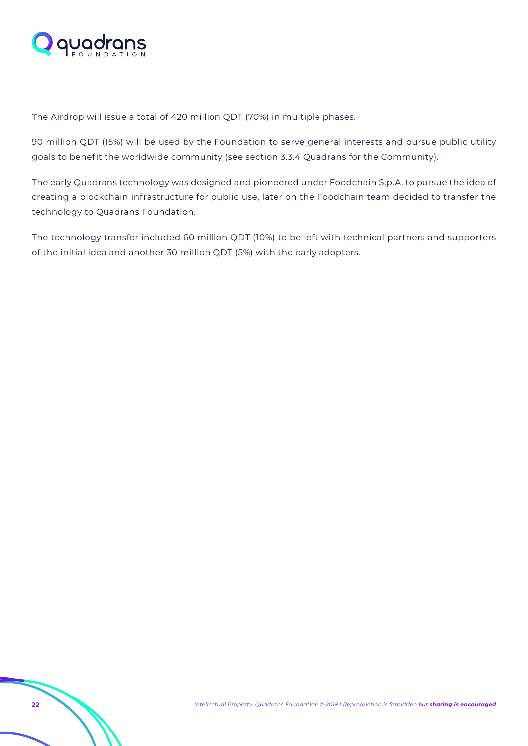The Airdrop will issue a total of 420 million QDT (70%) in multiple phases.

90 million QDT (15%) will be used by the Foundation to serve general interests and pursue public utility goals to benefit the worldwide community (see section 3.3.4 Quadrans for the Community).

The early Quadrans technology was designed and pioneered under Foodchain S.p.A. to pursue the idea of creating a blockchain infrastructure for public use, later on the Foodchain team decided to transfer the technology to Quadrans Foundation.

The technology transfer included 60 million QDT (10%) to be left with technical partners and supporters of the initial idea and another 30 million QDT (5%) with the early adopters.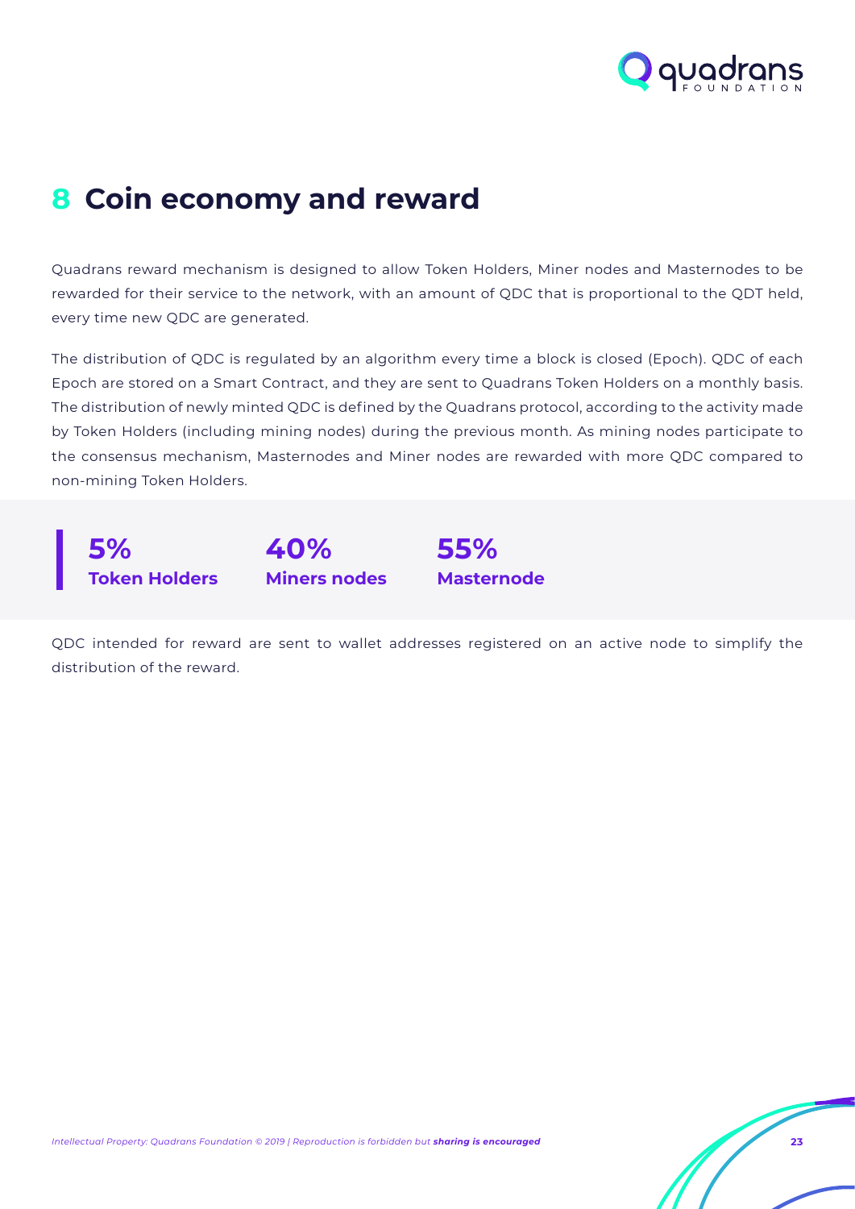# 8 Coin economy and reward

Quadrans reward mechanism is designed to allow Token Holders, Miner nodes and Masternodes to be rewarded for their service to the network, with an amount of QDC that is proportional to the QDT held, every time new QDC are generated.

The distribution of QDC is regulated by an algorithm every time a block is closed (Epoch). QDC of each Epoch are stored on a Smart Contract, and they are sent to Quadrans Token Holders on a monthly basis. The distribution of newly minted QDC is defined by the Quadrans protocol, according to the activity made by Token Holders (including mining nodes) during the previous month. As mining nodes participate to the consensus mechanism, Masternodes and Miner nodes are rewarded with more QDC compared to non-mining Token Holders.

| 5% | 40% | 55% |
|---|---|---|
| **Token Holders** | **Miners nodes** | **Masternode** |

QDC intended for reward are sent to wallet addresses registered on an active node to simplify the distribution of the reward.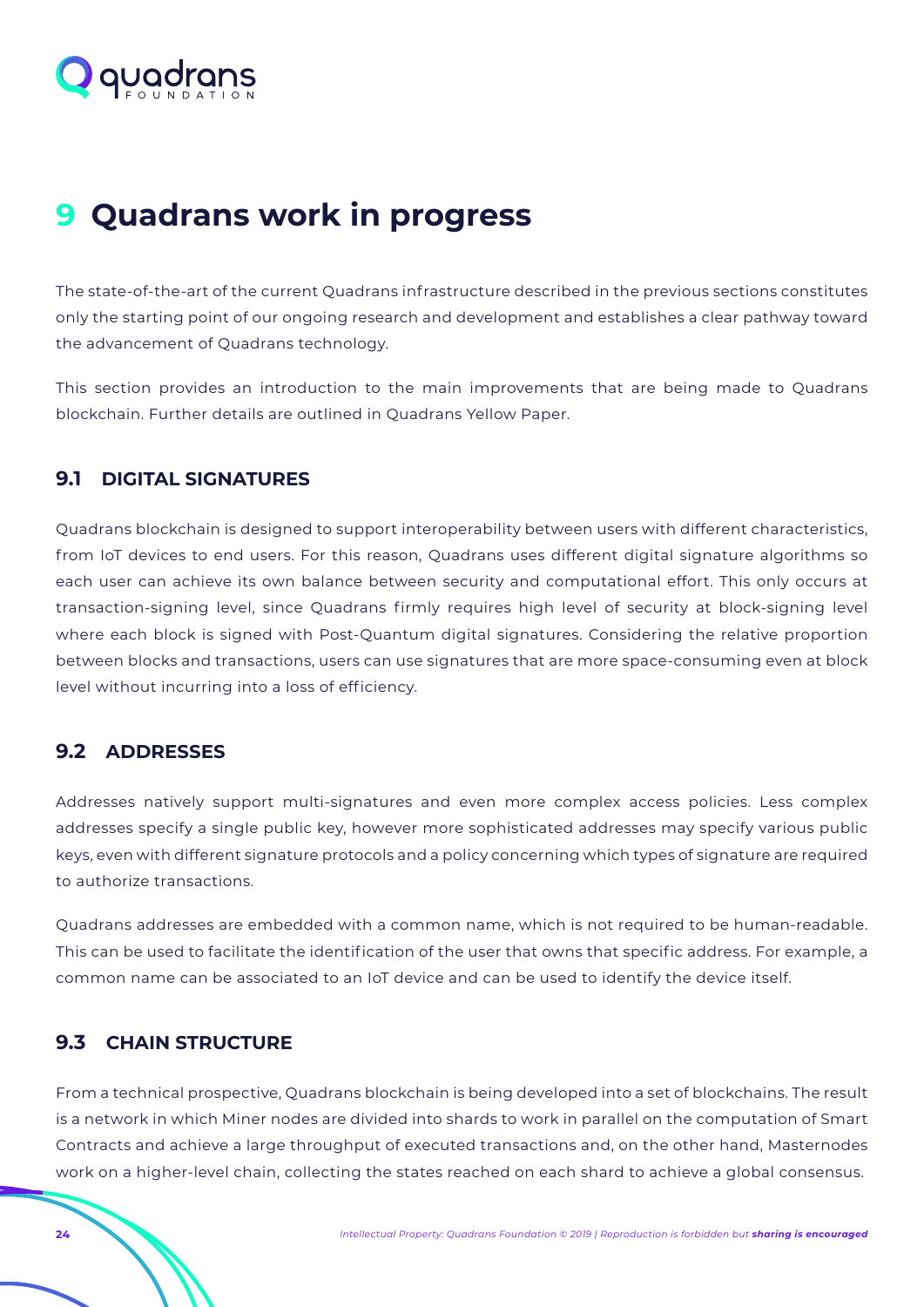# 9 Quadrans work in progress

The state-of-the-art of the current Quadrans infrastructure described in the previous sections constitutes only the starting point of our ongoing research and development and establishes a clear pathway toward the advancement of Quadrans technology.

This section provides an introduction to the main improvements that are being made to Quadrans blockchain. Further details are outlined in Quadrans Yellow Paper.

## 9.1 DIGITAL SIGNATURES

Quadrans blockchain is designed to support interoperability between users with different characteristics, from IoT devices to end users. For this reason, Quadrans uses different digital signature algorithms so each user can achieve its own balance between security and computational effort. This only occurs at transaction-signing level, since Quadrans firmly requires high level of security at block-signing level where each block is signed with Post-Quantum digital signatures. Considering the relative proportion between blocks and transactions, users can use signatures that are more space-consuming even at block level without incurring into a loss of efficiency.

## 9.2 ADDRESSES

Addresses natively support multi-signatures and even more complex access policies. Less complex addresses specify a single public key, however more sophisticated addresses may specify various public keys, even with different signature protocols and a policy concerning which types of signature are required to authorize transactions.

Quadrans addresses are embedded with a common name, which is not required to be human-readable. This can be used to facilitate the identification of the user that owns that specific address. For example, a common name can be associated to an IoT device and can be used to identify the device itself.

## 9.3 CHAIN STRUCTURE

From a technical prospective, Quadrans blockchain is being developed into a set of blockchains. The result is a network in which Miner nodes are divided into shards to work in parallel on the computation of Smart Contracts and achieve a large throughput of executed transactions and, on the other hand, Masternodes work on a higher-level chain, collecting the states reached on each shard to achieve a global consensus.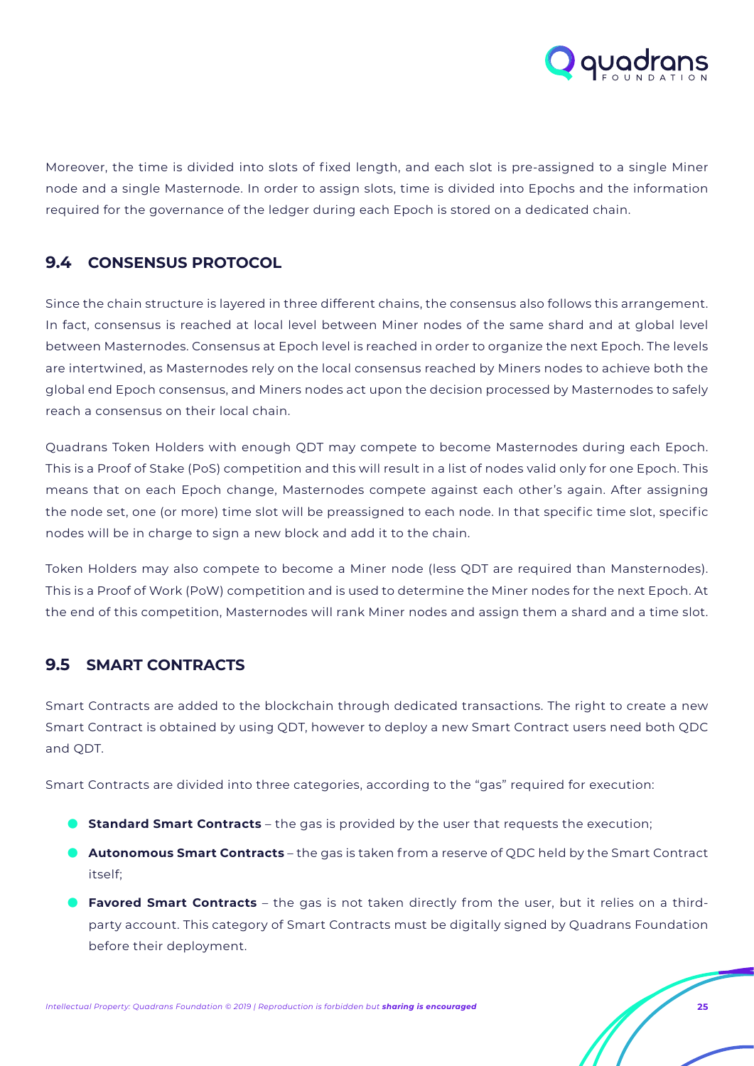Moreover, the time is divided into slots of fixed length, and each slot is pre-assigned to a single Miner node and a single Masternode. In order to assign slots, time is divided into Epochs and the information required for the governance of the ledger during each Epoch is stored on a dedicated chain.

## 9.4 CONSENSUS PROTOCOL

Since the chain structure is layered in three different chains, the consensus also follows this arrangement. In fact, consensus is reached at local level between Miner nodes of the same shard and at global level between Masternodes. Consensus at Epoch level is reached in order to organize the next Epoch. The levels are intertwined, as Masternodes rely on the local consensus reached by Miners nodes to achieve both the global end Epoch consensus, and Miners nodes act upon the decision processed by Masternodes to safely reach a consensus on their local chain.

Quadrans Token Holders with enough QDT may compete to become Masternodes during each Epoch. This is a Proof of Stake (PoS) competition and this will result in a list of nodes valid only for one Epoch. This means that on each Epoch change, Masternodes compete against each other's again. After assigning the node set, one (or more) time slot will be preassigned to each node. In that specific time slot, specific nodes will be in charge to sign a new block and add it to the chain.

Token Holders may also compete to become a Miner node (less QDT are required than Mansternodes). This is a Proof of Work (PoW) competition and is used to determine the Miner nodes for the next Epoch. At the end of this competition, Masternodes will rank Miner nodes and assign them a shard and a time slot.

## 9.5 SMART CONTRACTS

Smart Contracts are added to the blockchain through dedicated transactions. The right to create a new Smart Contract is obtained by using QDT, however to deploy a new Smart Contract users need both QDC and QDT.

Smart Contracts are divided into three categories, according to the "gas" required for execution:

- **Standard Smart Contracts** – the gas is provided by the user that requests the execution;
- **Autonomous Smart Contracts** – the gas is taken from a reserve of QDC held by the Smart Contract itself;
- **Favored Smart Contracts** – the gas is not taken directly from the user, but it relies on a third-party account. This category of Smart Contracts must be digitally signed by Quadrans Foundation before their deployment.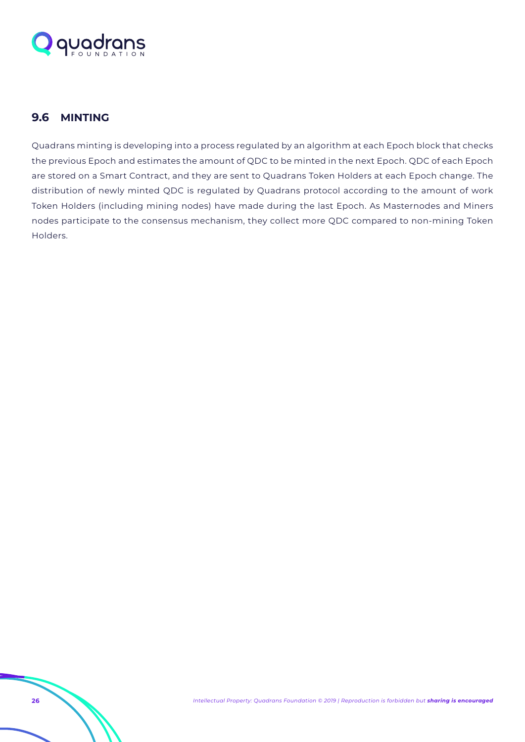## 9.6 MINTING

Quadrans minting is developing into a process regulated by an algorithm at each Epoch block that checks the previous Epoch and estimates the amount of QDC to be minted in the next Epoch. QDC of each Epoch are stored on a Smart Contract, and they are sent to Quadrans Token Holders at each Epoch change. The distribution of newly minted QDC is regulated by Quadrans protocol according to the amount of work Token Holders (including mining nodes) have made during the last Epoch. As Masternodes and Miners nodes participate to the consensus mechanism, they collect more QDC compared to non-mining Token Holders.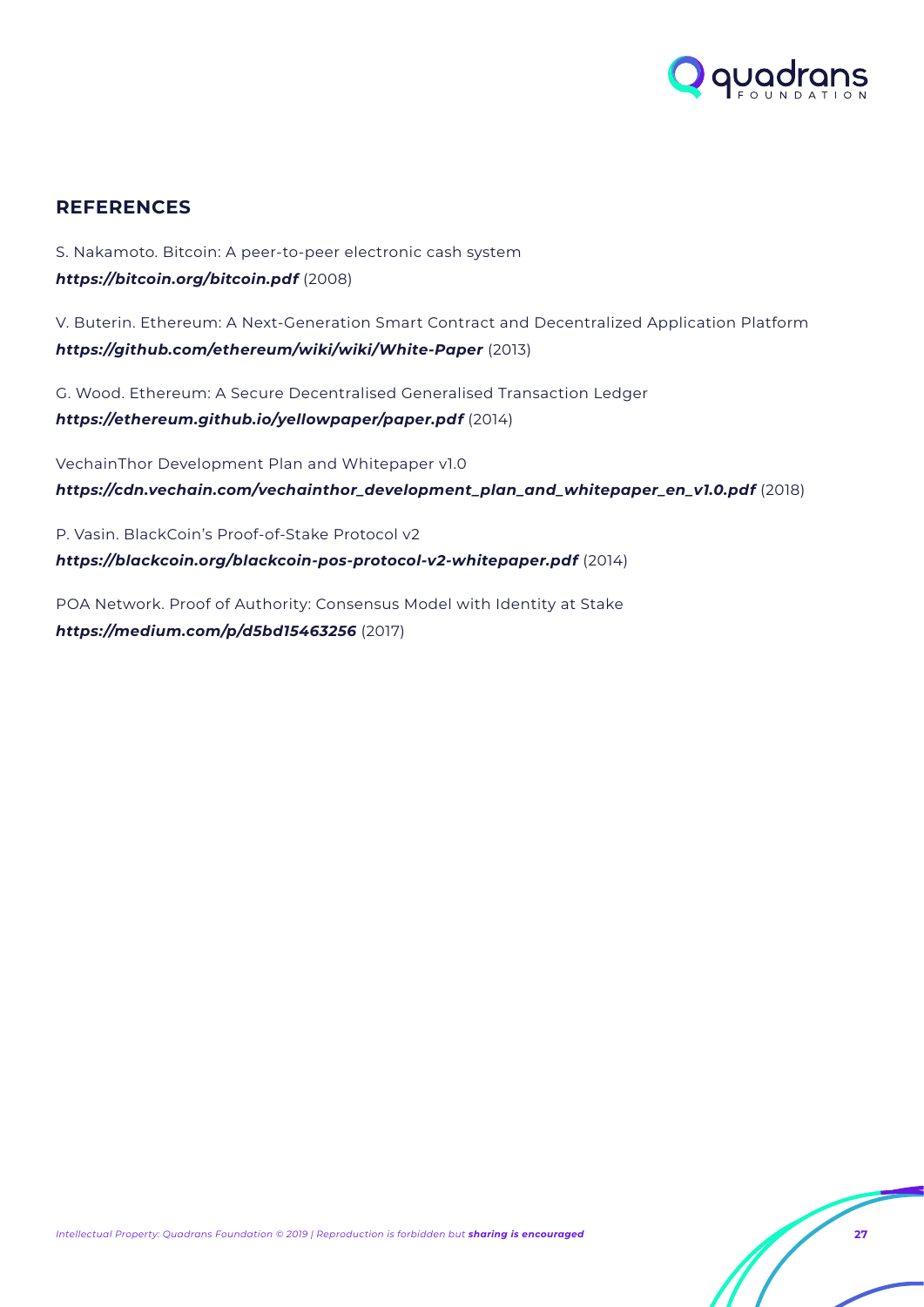## REFERENCES

S. Nakamoto. Bitcoin: A peer-to-peer electronic cash system
***https://bitcoin.org/bitcoin.pdf*** (2008)

V. Buterin. Ethereum: A Next-Generation Smart Contract and Decentralized Application Platform
***https://github.com/ethereum/wiki/wiki/White-Paper*** (2013)

G. Wood. Ethereum: A Secure Decentralised Generalised Transaction Ledger
***https://ethereum.github.io/yellowpaper/paper.pdf*** (2014)

VechainThor Development Plan and Whitepaper v1.0
***https://cdn.vechain.com/vechainthor_development_plan_and_whitepaper_en_v1.0.pdf*** (2018)

P. Vasin. BlackCoin's Proof-of-Stake Protocol v2
***https://blackcoin.org/blackcoin-pos-protocol-v2-whitepaper.pdf*** (2014)

POA Network. Proof of Authority: Consensus Model with Identity at Stake
***https://medium.com/p/d5bd15463256*** (2017)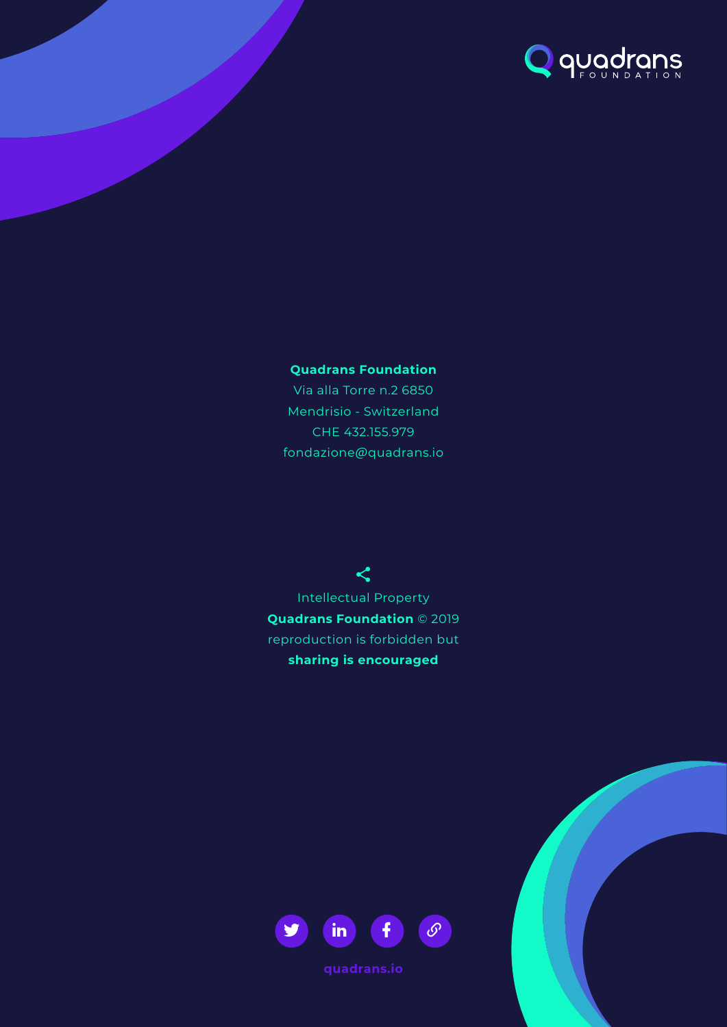quadrans FOUNDATION

**Quadrans Foundation**
Via alla Torre n.2 6850
Mendrisio - Switzerland
CHE 432.155.979
fondazione@quadrans.io

Intellectual Property
**Quadrans Foundation** © 2019
reproduction is forbidden but
**sharing is encouraged**

**quadrans.io**